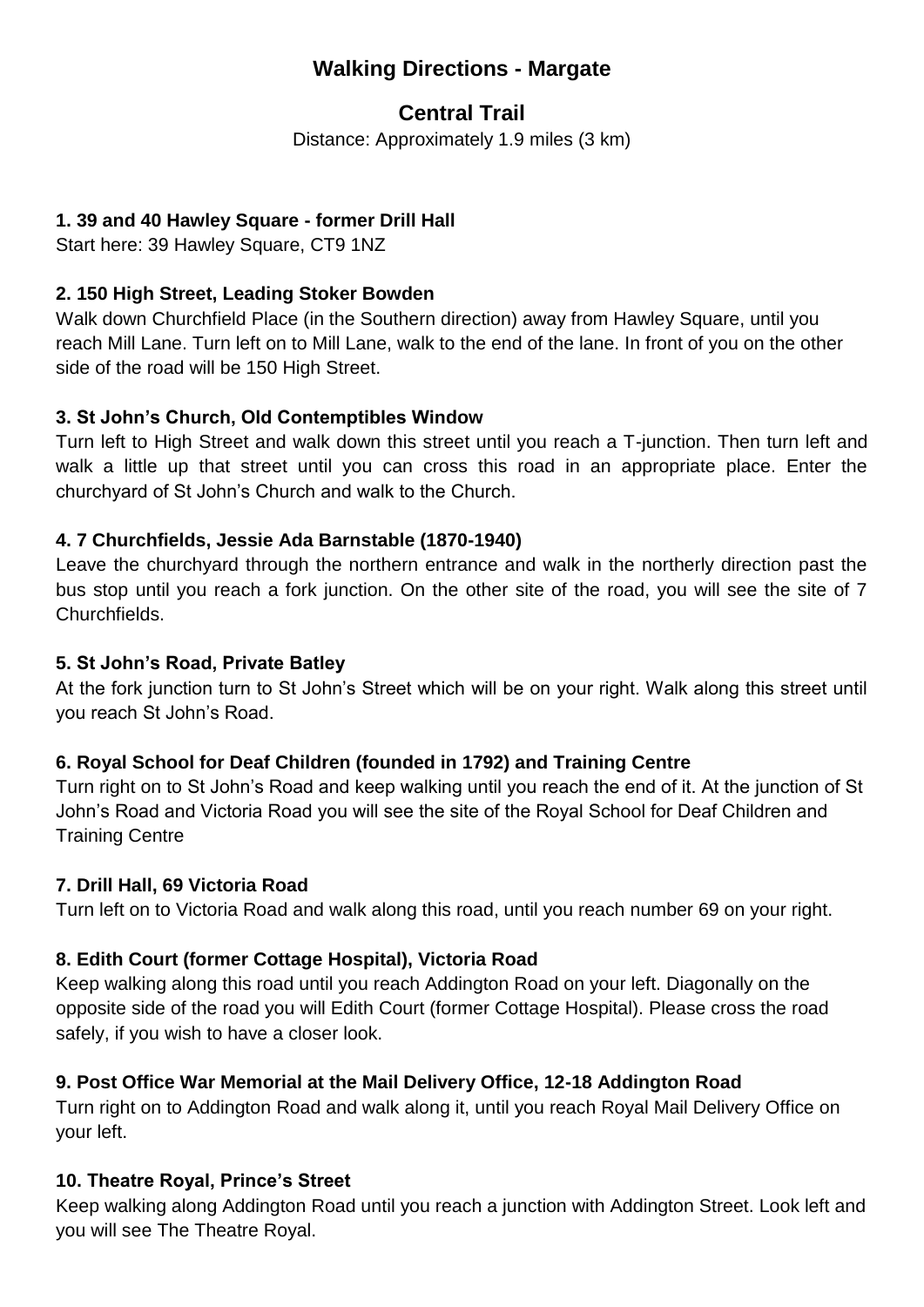# Walking Directions - Margate

## Central Trail

Distance: Approximately 1.9 miles (3 km)

**1. 39 and 40 Hawley Square - former Drill Hall**

Start here: 39 Hawley Square, CT9 1NZ

**2. 150 High Street, Leading Stoker Bowden**

Walk down Churchfield Place (in the Southern direction) away from Hawley Square, until you reach Mill Lane. Turn left on to Mill Lane, walk to the end of the lane. In front of you on the other side of the road will be 150 High Street.

**3. St John's Church, Old Contemptibles Window**

Turn left to High Street and walk down this street until you reach a T-junction. Then turn left and walk a little up that street until you can cross this road in an appropriate place. Enter the churchyard of St John's Church and walk to the Church.

**4. 7 Churchfields, Jessie Ada Barnstable (1870-1940)**

Leave the churchyard through the northern entrance and walk in the northerly direction past the bus stop until you reach a fork junction. On the other site of the road, you will see the site of 7 Churchfields.

**5. St John's Road, Private Batley**

At the fork junction turn to St John's Street which will be on your right. Walk along this street until you reach St John's Road.

**6. Royal School for Deaf Children (founded in 1792) and Training Centre**

Turn right on to St John's Road and keep walking until you reach the end of it. At the junction of St John's Road and Victoria Road you will see the site of the Royal School for Deaf Children and Training Centre

**7. Drill Hall, 69 Victoria Road**

Turn left on to Victoria Road and walk along this road, until you reach number 69 on your right.

**8. Edith Court (former Cottage Hospital), Victoria Road**

Keep walking along this road until you reach Addington Road on your left. Diagonally on the opposite side of the road you will Edith Court (former Cottage Hospital). Please cross the road safely, if you wish to have a closer look.

**9. Post Office War Memorial at the Mail Delivery Office, 12-18 Addington Road**

Turn right on to Addington Road and walk along it, until you reach Royal Mail Delivery Office on your left.

**10. Theatre Royal, Prince's Street**

Keep walking along Addington Road until you reach a junction with Addington Street. Look left and you will see The Theatre Royal.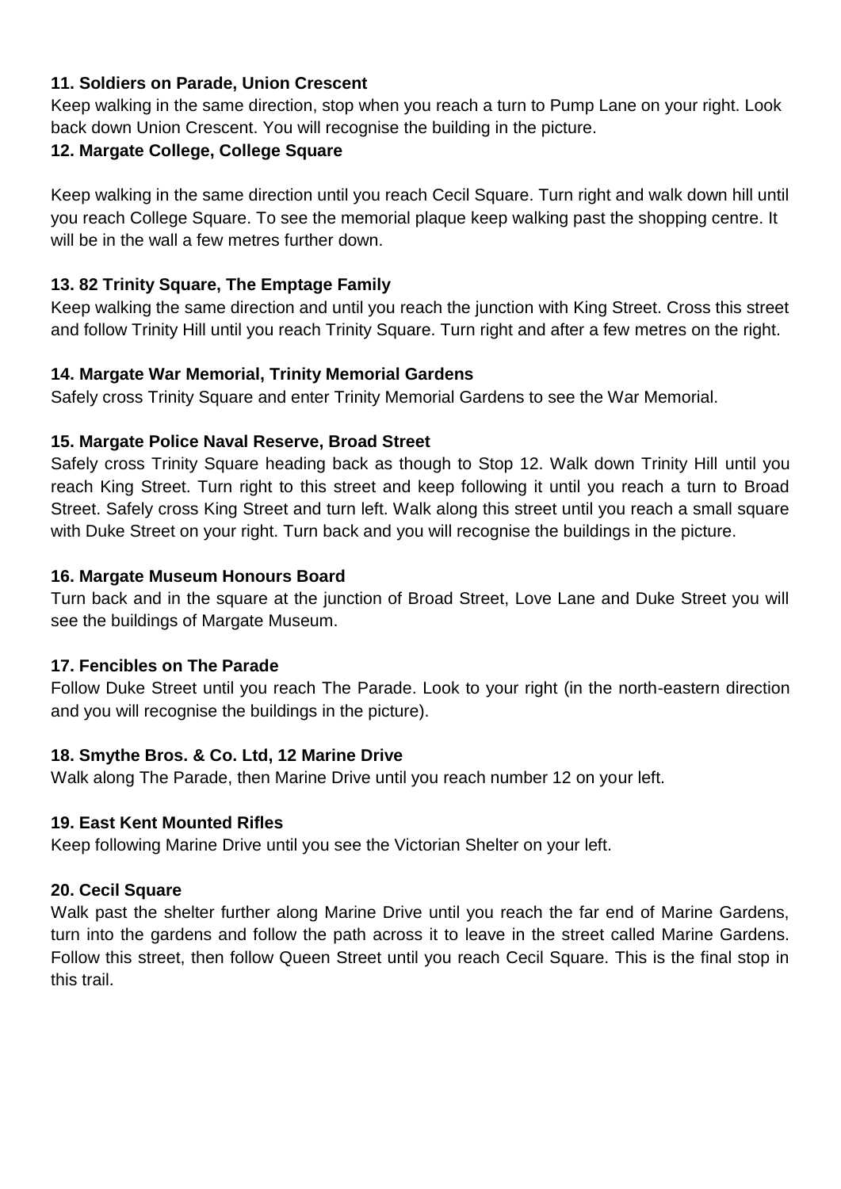**11. Soldiers on Parade, Union Crescent**

Keep walking in the same direction, stop when you reach a turn to Pump Lane on your right. Look back down Union Crescent. You will recognise the building in the picture.

**12. Margate College, College Square**

Keep walking in the same direction until you reach Cecil Square. Turn right and walk down hill until you reach College Square. To see the memorial plaque keep walking past the shopping centre. It will be in the wall a few metres further down.

**13. 82 Trinity Square, The Emptage Family**

Keep walking the same direction and until you reach the junction with King Street. Cross this street and follow Trinity Hill until you reach Trinity Square. Turn right and after a few metres on the right.

**14. Margate War Memorial, Trinity Memorial Gardens**

Safely cross Trinity Square and enter Trinity Memorial Gardens to see the War Memorial.

**15. Margate Police Naval Reserve, Broad Street**

Safely cross Trinity Square heading back as though to Stop 12. Walk down Trinity Hill until you reach King Street. Turn right to this street and keep following it until you reach a turn to Broad Street. Safely cross King Street and turn left. Walk along this street until you reach a small square with Duke Street on your right. Turn back and you will recognise the buildings in the picture.

**16. Margate Museum Honours Board**

Turn back and in the square at the junction of Broad Street, Love Lane and Duke Street you will see the buildings of Margate Museum.

**17. Fencibles on The Parade**

Follow Duke Street until you reach The Parade. Look to your right (in the north-eastern direction and you will recognise the buildings in the picture).

**18. Smythe Bros. & Co. Ltd, 12 Marine Drive**

Walk along The Parade, then Marine Drive until you reach number 12 on your left.

**19. East Kent Mounted Rifles**

Keep following Marine Drive until you see the Victorian Shelter on your left.

**20. Cecil Square**

Walk past the shelter further along Marine Drive until you reach the far end of Marine Gardens, turn into the gardens and follow the path across it to leave in the street called Marine Gardens. Follow this street, then follow Queen Street until you reach Cecil Square. This is the final stop in this trail.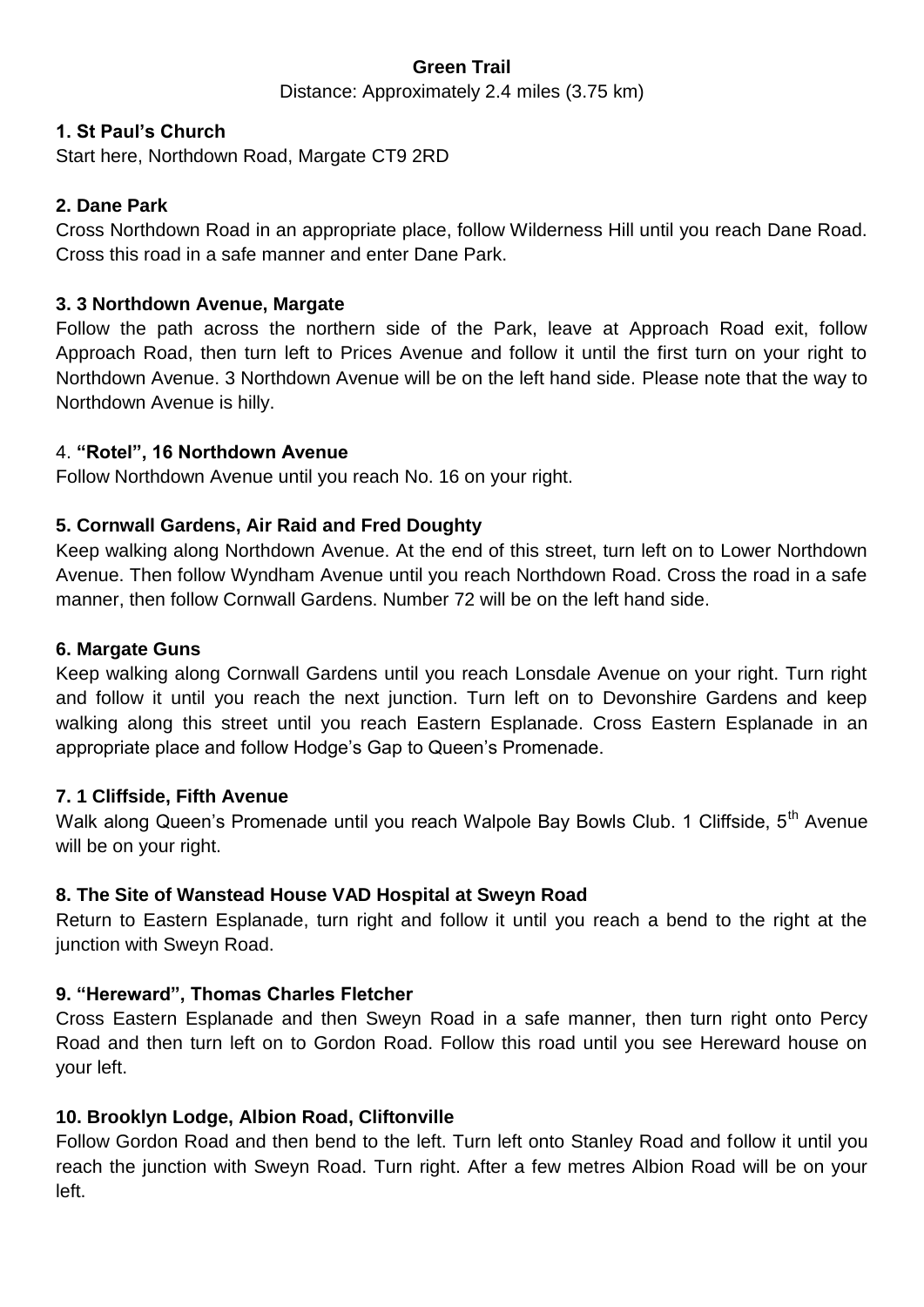**Green Trail**

Distance: Approximately 2.4 miles (3.75 km)

**1. St Paul's Church**

Start here, Northdown Road, Margate CT9 2RD

**2. Dane Park**

Cross Northdown Road in an appropriate place, follow Wilderness Hill until you reach Dane Road. Cross this road in a safe manner and enter Dane Park.

**3. 3 Northdown Avenue, Margate**

Follow the path across the northern side of the Park, leave at Approach Road exit, follow Approach Road, then turn left to Prices Avenue and follow it until the first turn on your right to Northdown Avenue. 3 Northdown Avenue will be on the left hand side. Please note that the way to Northdown Avenue is hilly.

4. **"Rotel", 16 Northdown Avenue**

Follow Northdown Avenue until you reach No. 16 on your right.

**5. Cornwall Gardens, Air Raid and Fred Doughty**

Keep walking along Northdown Avenue. At the end of this street, turn left on to Lower Northdown Avenue. Then follow Wyndham Avenue until you reach Northdown Road. Cross the road in a safe manner, then follow Cornwall Gardens. Number 72 will be on the left hand side.

**6. Margate Guns**

Keep walking along Cornwall Gardens until you reach Lonsdale Avenue on your right. Turn right and follow it until you reach the next junction. Turn left on to Devonshire Gardens and keep walking along this street until you reach Eastern Esplanade. Cross Eastern Esplanade in an appropriate place and follow Hodge's Gap to Queen's Promenade.

**7. 1 Cliffside, Fifth Avenue**

Walk along Queen's Promenade until you reach Walpole Bay Bowls Club. 1 Cliffside, 5th Avenue will be on your right.

**8. The Site of Wanstead House VAD Hospital at Sweyn Road**

Return to Eastern Esplanade, turn right and follow it until you reach a bend to the right at the junction with Sweyn Road.

**9. "Hereward", Thomas Charles Fletcher**

Cross Eastern Esplanade and then Sweyn Road in a safe manner, then turn right onto Percy Road and then turn left on to Gordon Road. Follow this road until you see Hereward house on your left.

**10. Brooklyn Lodge, Albion Road, Cliftonville**

Follow Gordon Road and then bend to the left. Turn left onto Stanley Road and follow it until you reach the junction with Sweyn Road. Turn right. After a few metres Albion Road will be on your left.